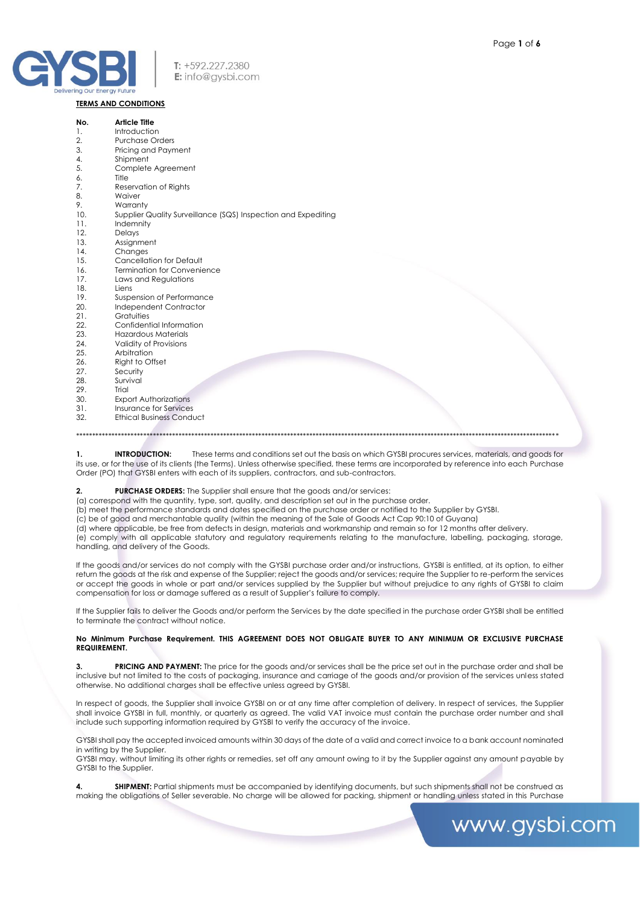**TERMS AND CONDITIONS**

| No. | Article Title |
|---|---|
| 1. | Introduction |
| 2. | Purchase Orders |
| 3. | Pricing and Payment |
| 4. | Shipment |
| 5. | Complete Agreement |
| 6. | Title |
| 7. | Reservation of Rights |
| 8. | Waiver |
| 9. | Warranty |
| 10. | Supplier Quality Surveillance (SQS) Inspection and Expediting |
| 11. | Indemnity |
| 12. | Delays |
| 13. | Assignment |
| 14. | Changes |
| 15. | Cancellation for Default |
| 16. | Termination for Convenience |
| 17. | Laws and Regulations |
| 18. | Liens |
| 19. | Suspension of Performance |
| 20. | Independent Contractor |
| 21. | Gratuities |
| 22. | Confidential Information |
| 23. | Hazardous Materials |
| 24. | Validity of Provisions |
| 25. | Arbitration |
| 26. | Right to Offset |
| 27. | Security |
| 28. | Survival |
| 29. | Trial |
| 30. | Export Authorizations |
| 31. | Insurance for Services |
| 32. | Ethical Business Conduct |

**************************************************************************************************************************************

**1. INTRODUCTION:** These terms and conditions set out the basis on which GYSBI procures services, materials, and goods for its use, or for the use of its clients (the Terms). Unless otherwise specified, these terms are incorporated by reference into each Purchase Order (PO) that GYSBI enters with each of its suppliers, contractors, and sub-contractors.

**2. PURCHASE ORDERS:** The Supplier shall ensure that the goods and/or services:

(a) correspond with the quantity, type, sort, quality, and description set out in the purchase order.
(b) meet the performance standards and dates specified on the purchase order or notified to the Supplier by GYSBI.
(c) be of good and merchantable quality (within the meaning of the Sale of Goods Act Cap 90:10 of Guyana)
(d) where applicable, be free from defects in design, materials and workmanship and remain so for 12 months after delivery.
(e) comply with all applicable statutory and regulatory requirements relating to the manufacture, labelling, packaging, storage, handling, and delivery of the Goods.

If the goods and/or services do not comply with the GYSBI purchase order and/or instructions, GYSBI is entitled, at its option, to either return the goods at the risk and expense of the Supplier; reject the goods and/or services; require the Supplier to re-perform the services or accept the goods in whole or part and/or services supplied by the Supplier but without prejudice to any rights of GYSBI to claim compensation for loss or damage suffered as a result of Supplier's failure to comply.

If the Supplier fails to deliver the Goods and/or perform the Services by the date specified in the purchase order GYSBI shall be entitled to terminate the contract without notice.

**No Minimum Purchase Requirement. THIS AGREEMENT DOES NOT OBLIGATE BUYER TO ANY MINIMUM OR EXCLUSIVE PURCHASE REQUIREMENT.**

**3. PRICING AND PAYMENT:** The price for the goods and/or services shall be the price set out in the purchase order and shall be inclusive but not limited to the costs of packaging, insurance and carriage of the goods and/or provision of the services unless stated otherwise. No additional charges shall be effective unless agreed by GYSBI.

In respect of goods, the Supplier shall invoice GYSBI on or at any time after completion of delivery. In respect of services, the Supplier shall invoice GYSBI in full, monthly, or quarterly as agreed. The valid VAT invoice must contain the purchase order number and shall include such supporting information required by GYSBI to verify the accuracy of the invoice.

GYSBI shall pay the accepted invoiced amounts within 30 days of the date of a valid and correct invoice to a bank account nominated in writing by the Supplier.
GYSBI may, without limiting its other rights or remedies, set off any amount owing to it by the Supplier against any amount payable by GYSBI to the Supplier.

**4. SHIPMENT:** Partial shipments must be accompanied by identifying documents, but such shipments shall not be construed as making the obligations of Seller severable. No charge will be allowed for packing, shipment or handling unless stated in this Purchase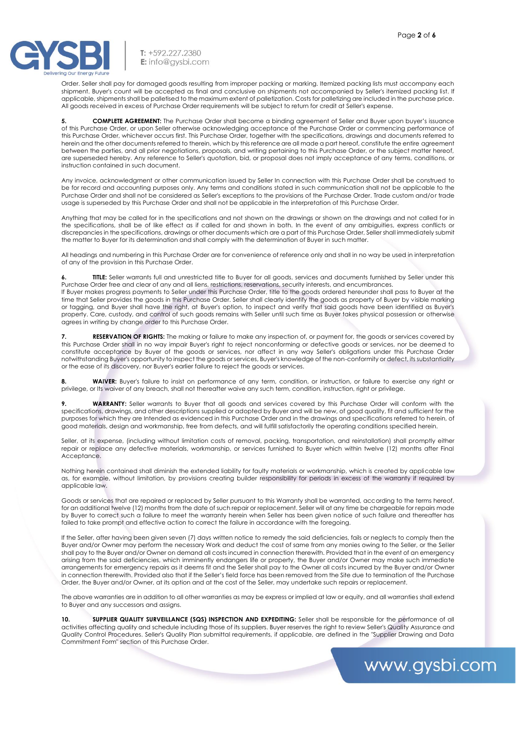Order. Seller shall pay for damaged goods resulting from improper packing or marking. Itemized packing lists must accompany each shipment. Buyer's count will be accepted as final and conclusive on shipments not accompanied by Seller's itemized packing list. If applicable, shipments shall be palletised to the maximum extent of palletization. Costs for palletizing are included in the purchase price. All goods received in excess of Purchase Order requirements will be subject to return for credit at Seller's expense.

**5. COMPLETE AGREEMENT:** The Purchase Order shall become a binding agreement of Seller and Buyer upon buyer's issuance of this Purchase Order, or upon Seller otherwise acknowledging acceptance of the Purchase Order or commencing performance of this Purchase Order, whichever occurs first. This Purchase Order, together with the specifications, drawings and documents referred to herein and the other documents referred to therein, which by this reference are all made a part hereof, constitute the entire agreement between the parties, and all prior negotiations, proposals, and writing pertaining to this Purchase Order, or the subject matter hereof, are superseded hereby. Any reference to Seller's quotation, bid, or proposal does not imply acceptance of any terms, conditions, or instruction contained in such document.

Any invoice, acknowledgment or other communication issued by Seller In connection with this Purchase Order shall be construed to be for record and accounting purposes only. Any terms and conditions stated in such communication shall not be applicable to the Purchase Order and shall not be considered as Seller's exceptions to the provisions of the Purchase Order. Trade custom and/or trade usage is superseded by this Purchase Order and shall not be applicable in the interpretation of this Purchase Order.

Anything that may be called for in the specifications and not shown on the drawings or shown on the drawings and not called for in the specifications, shall be of like effect as if called for and shown in both. In the event of any ambiguities, express conflicts or discrepancies in the specifications, drawings or other documents which are a part of this Purchase Order, Seller shall immediately submit the matter to Buyer for its determination and shall comply with the determination of Buyer in such matter.

All headings and numbering in this Purchase Order are for convenience of reference only and shall in no way be used in interpretation of any of the provision in this Purchase Order.

**6. TITLE:** Seller warrants full and unrestricted title to Buyer for all goods, services and documents furnished by Seller under this Purchase Order free and clear of any and all liens, restrictions, reservations, security interests, and encumbrances.
If Buyer makes progress payments to Seller under this Purchase Order, title to the goods ordered hereunder shall pass to Buyer at the time that Seller provides the goods in this Purchase Order. Seller shall clearly identify the goods as property of Buyer by visible marking or tagging, and Buyer shall have the right, at Buyer's option, to inspect and verify that said goods have been identified as Buyer's property. Care, custody, and control of such goods remains with Seller until such time as Buyer takes physical possession or otherwise agrees in writing by change order to this Purchase Order.

**7. RESERVATION OF RIGHTS:** The making or failure to make any inspection of, or payment for, the goods or services covered by this Purchase Order shall in no way impair Buyer's right to reject nonconforming or defective goods or services, nor be deemed to constitute acceptance by Buyer of the goods or services, nor affect in any way Seller's obligations under this Purchase Order notwithstanding Buyer's opportunity to inspect the goods or services, Buyer's knowledge of the non-conformity or defect, its substantiality or the ease of its discovery, nor Buyer's earlier failure to reject the goods or services.

**8. WAIVER:** Buyer's failure to insist on performance of any term, condition, or instruction, or failure to exercise any right or privilege, or its waiver of any breach, shall not thereafter waive any such term, condition, instruction, right or privilege.

**9. WARRANTY:** Seller warrants to Buyer that all goods and services covered by this Purchase Order will conform with the specifications, drawings, and other descriptions supplied or adopted by Buyer and will be new, of good quality, fit and sufficient for the purposes for which they are Intended as evidenced in this Purchase Order and in the drawings and specifications referred to herein, of good materials, design and workmanship, free from defects, and will fulfill satisfactorily the operating conditions specified herein.

Seller, at its expense, (including without limitation costs of removal, packing, transportation, and reinstallation) shall promptly either repair or replace any defective materials, workmanship, or services furnished to Buyer which within twelve (12) months after Final Acceptance.

Nothing herein contained shall diminish the extended liability for faulty materials or workmanship, which is created by applicable law as, for example, without limitation, by provisions creating builder responsibility for periods in excess of the warranty if required by applicable law.

Goods or services that are repaired or replaced by Seller pursuant to this Warranty shall be warranted, according to the terms hereof, for an additional twelve (12) months from the date of such repair or replacement. Seller will at any time be chargeable for repairs made by Buyer to correct such a failure to meet the warranty herein when Seller has been given notice of such failure and thereafter has failed to take prompt and effective action to correct the failure in accordance with the foregoing.

If the Seller, after having been given seven (7) days written notice to remedy the said deficiencies, fails or neglects to comply then the Buyer and/or Owner may perform the necessary Work and deduct the cost of same from any monies owing to the Seller, or the Seller shall pay to the Buyer and/or Owner on demand all costs incurred in connection therewith. Provided that in the event of an emergency arising from the said deficiencies, which imminently endangers life or property, the Buyer and/or Owner may make such immediate arrangements for emergency repairs as it deems fit and the Seller shall pay to the Owner all costs incurred by the Buyer and/or Owner in connection therewith. Provided also that if the Seller's field force has been removed from the Site due to termination of the Purchase Order, the Buyer and/or Owner, at its option and at the cost of the Seller, may undertake such repairs or replacement.

The above warranties are in addition to all other warranties as may be express or implied at law or equity, and all warranties shall extend to Buyer and any successors and assigns.

**10. SUPPLIER QUALITY SURVEILLANCE (SQS) INSPECTION AND EXPEDITING:** Seller shall be responsible for the performance of all activities affecting quality and schedule including those of its suppliers. Buyer reserves the right to review Seller's Quality Assurance and Quality Control Procedures. Seller's Quality Plan submittal requirements, if applicable, are defined in the "Supplier Drawing and Data Commitment Form" section of this Purchase Order.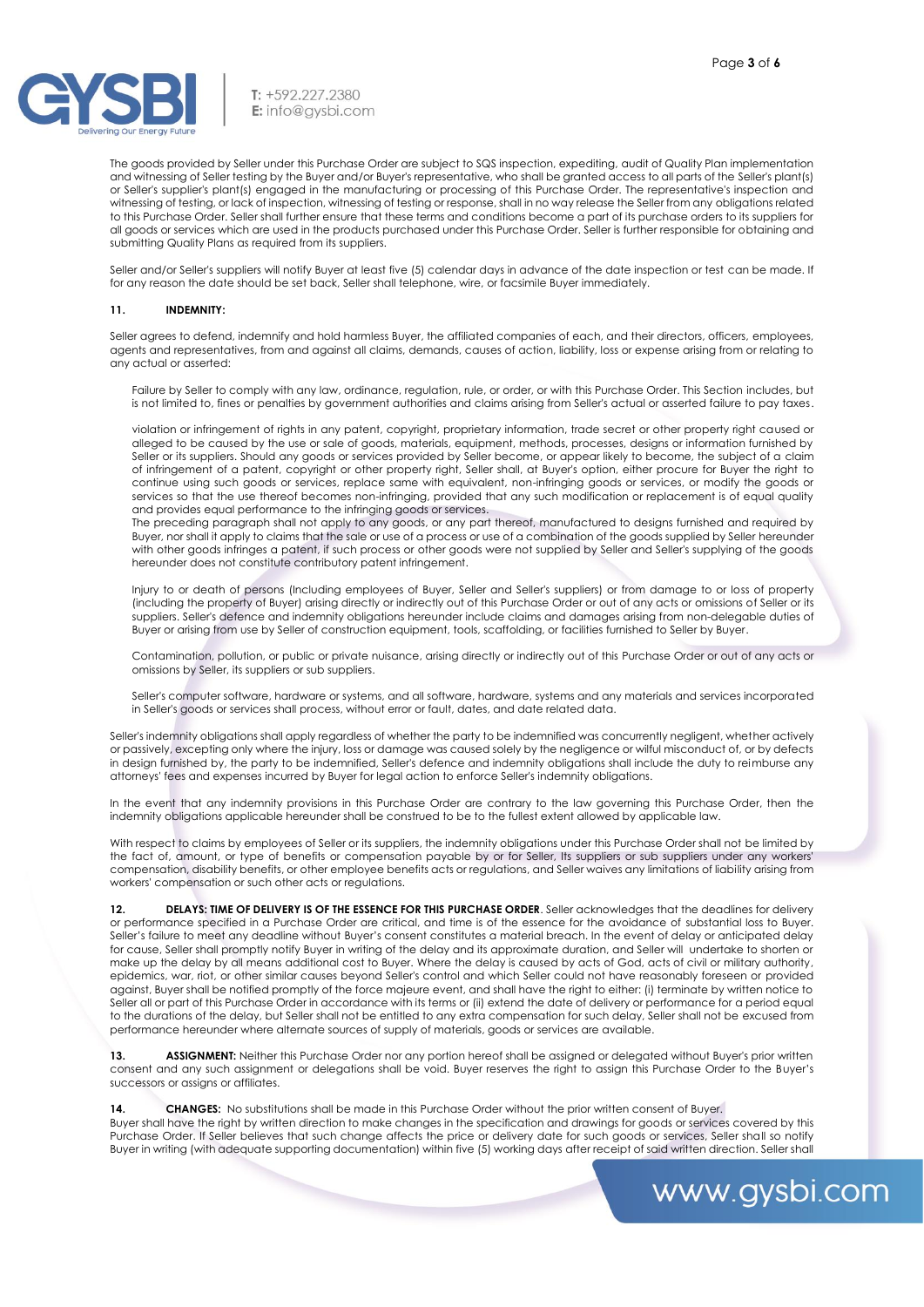The goods provided by Seller under this Purchase Order are subject to SQS inspection, expediting, audit of Quality Plan implementation and witnessing of Seller testing by the Buyer and/or Buyer's representative, who shall be granted access to all parts of the Seller's plant(s) or Seller's supplier's plant(s) engaged in the manufacturing or processing of this Purchase Order. The representative's inspection and witnessing of testing, or lack of inspection, witnessing of testing or response, shall in no way release the Seller from any obligations related to this Purchase Order. Seller shall further ensure that these terms and conditions become a part of its purchase orders to its suppliers for all goods or services which are used in the products purchased under this Purchase Order. Seller is further responsible for obtaining and submitting Quality Plans as required from its suppliers.

Seller and/or Seller's suppliers will notify Buyer at least five (5) calendar days in advance of the date inspection or test can be made. If for any reason the date should be set back, Seller shall telephone, wire, or facsimile Buyer immediately.

**11. INDEMNITY:**

Seller agrees to defend, indemnify and hold harmless Buyer, the affiliated companies of each, and their directors, officers, employees, agents and representatives, from and against all claims, demands, causes of action, liability, loss or expense arising from or relating to any actual or asserted:

Failure by Seller to comply with any law, ordinance, regulation, rule, or order, or with this Purchase Order. This Section includes, but is not limited to, fines or penalties by government authorities and claims arising from Seller's actual or asserted failure to pay taxes.

violation or infringement of rights in any patent, copyright, proprietary information, trade secret or other property right caused or alleged to be caused by the use or sale of goods, materials, equipment, methods, processes, designs or information furnished by Seller or its suppliers. Should any goods or services provided by Seller become, or appear likely to become, the subject of a claim of infringement of a patent, copyright or other property right, Seller shall, at Buyer's option, either procure for Buyer the right to continue using such goods or services, replace same with equivalent, non-infringing goods or services, or modify the goods or services so that the use thereof becomes non-infringing, provided that any such modification or replacement is of equal quality and provides equal performance to the infringing goods or services.
The preceding paragraph shall not apply to any goods, or any part thereof, manufactured to designs furnished and required by Buyer, nor shall it apply to claims that the sale or use of a process or use of a combination of the goods supplied by Seller hereunder with other goods infringes a patent, if such process or other goods were not supplied by Seller and Seller's supplying of the goods hereunder does not constitute contributory patent infringement.

Injury to or death of persons (Including employees of Buyer, Seller and Seller's suppliers) or from damage to or loss of property (including the property of Buyer) arising directly or indirectly out of this Purchase Order or out of any acts or omissions of Seller or its suppliers. Seller's defence and indemnity obligations hereunder include claims and damages arising from non-delegable duties of Buyer or arising from use by Seller of construction equipment, tools, scaffolding, or facilities furnished to Seller by Buyer.

Contamination, pollution, or public or private nuisance, arising directly or indirectly out of this Purchase Order or out of any acts or omissions by Seller, its suppliers or sub suppliers.

Seller's computer software, hardware or systems, and all software, hardware, systems and any materials and services incorporated in Seller's goods or services shall process, without error or fault, and date related data.

Seller's indemnity obligations shall apply regardless of whether the party to be indemnified was concurrently negligent, whether actively or passively, excepting only where the injury, loss or damage was caused solely by the negligence or wilful misconduct of, or by defects in design furnished by, the party to be indemnified, Seller's defence and indemnity obligations shall include the duty to reimburse any attorneys' fees and expenses incurred by Buyer for legal action to enforce Seller's indemnity obligations.

In the event that any indemnity provisions in this Purchase Order are contrary to the law governing this Purchase Order, then the indemnity obligations applicable hereunder shall be construed to be to the fullest extent allowed by applicable law.

With respect to claims by employees of Seller or its suppliers, the indemnity obligations under this Purchase Order shall not be limited by the fact of, amount, or type of benefits or compensation payable by or for Seller, Its suppliers or sub suppliers under any workers' compensation, disability benefits, or other employee benefits acts or regulations, and Seller waives any limitations of liability arising from workers' compensation or such other acts or regulations.

**12. DELAYS: TIME OF DELIVERY IS OF THE ESSENCE FOR THIS PURCHASE ORDER**. Seller acknowledges that the deadlines for delivery or performance specified in a Purchase Order are critical, and time is of the essence for the avoidance of substantial loss to Buyer. Seller's failure to meet any deadline without Buyer's consent constitutes a material breach. In the event of delay or anticipated delay for cause, Seller shall promptly notify Buyer in writing of the delay and its approximate duration, and Seller will undertake to shorten or make up the delay by all means additional cost to Buyer. Where the delay is caused by acts of God, acts of civil or military authority, epidemics, war, riot, or other similar causes beyond Seller's control and which Seller could not have reasonably foreseen or provided against, Buyer shall be notified promptly of the force majeure event, and shall have the right to either: (i) terminate by written notice to Seller all or part of this Purchase Order in accordance with its terms or (ii) extend the date of delivery or performance for a period equal to the durations of the delay, but Seller shall not be entitled to any extra compensation for such delay, Seller shall not be excused from performance hereunder where alternate sources of supply of materials, goods or services are available.

**13. ASSIGNMENT:** Neither this Purchase Order nor any portion hereof shall be assigned or delegated without Buyer's prior written consent and any such assignment or delegations shall be void. Buyer reserves the right to assign this Purchase Order to the Buyer's successors or assigns or affiliates.

**14. CHANGES:** No substitutions shall be made in this Purchase Order without the prior written consent of Buyer.
Buyer shall have the right by written direction to make changes in the specification and drawings for goods or services covered by this Purchase Order. If Seller believes that such change affects the price or delivery date for such goods or services, Seller shall so notify Buyer in writing (with adequate supporting documentation) within five (5) working days after receipt of said written direction. Seller shall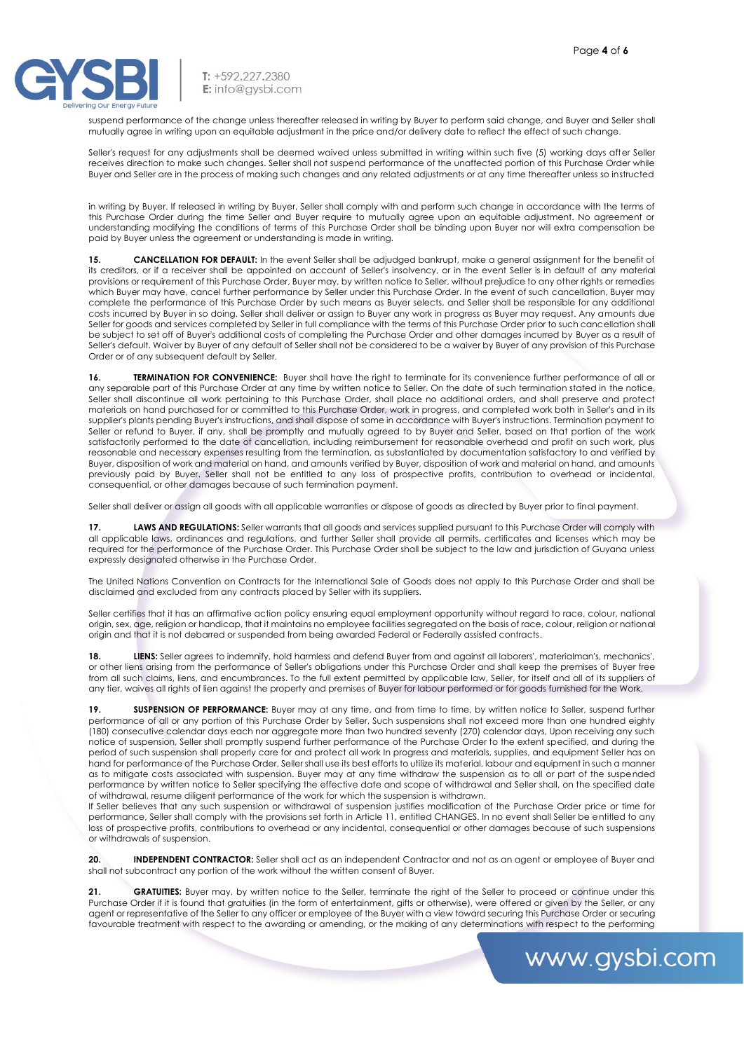suspend performance of the change unless thereafter released in writing by Buyer to perform said change, and Buyer and Seller shall mutually agree in writing upon an equitable adjustment in the price and/or delivery date to reflect the effect of such change.

Seller's request for any adjustments shall be deemed waived unless submitted in writing within such five (5) working days after Seller receives direction to make such changes. Seller shall not suspend performance of the unaffected portion of this Purchase Order while Buyer and Seller are in the process of making such changes and any related adjustments or at any time thereafter unless so instructed

in writing by Buyer. If released in writing by Buyer, Seller shall comply with and perform such change in accordance with the terms of this Purchase Order during the time Seller and Buyer require to mutually agree upon an equitable adjustment. No agreement or understanding modifying the conditions of terms of this Purchase Order shall be binding upon Buyer nor will extra compensation be paid by Buyer unless the agreement or understanding is made in writing.

**15. CANCELLATION FOR DEFAULT:** In the event Seller shall be adjudged bankrupt, make a general assignment for the benefit of its creditors, or if a receiver shall be appointed on account of Seller's insolvency, or in the event Seller is in default of any material provisions or requirement of this Purchase Order, Buyer may, by written notice to Seller, without prejudice to any other rights or remedies which Buyer may have, cancel further performance by Seller under this Purchase Order. In the event of such cancellation, Buyer may complete the performance of this Purchase Order by such means as Buyer selects, and Seller shall be responsible for any additional costs incurred by Buyer in so doing. Seller shall deliver or assign to Buyer any work in progress as Buyer may request. Any amounts due Seller for goods and services completed by Seller in full compliance with the terms of this Purchase Order prior to such cancellation shall be subject to set off of Buyer's additional costs of completing the Purchase Order and other damages incurred by Buyer as a result of Seller's default. Waiver by Buyer of any default of Seller shall not be considered to be a waiver by Buyer of any provision of this Purchase Order or of any subsequent default by Seller.

**16. TERMINATION FOR CONVENIENCE:** Buyer shall have the right to terminate for its convenience further performance of all or any separable part of this Purchase Order at any time by written notice to Seller. On the date of such termination stated in the notice, Seller shall discontinue all work pertaining to this Purchase Order, shall place no additional orders, and shall preserve and protect materials on hand purchased for or committed to this Purchase Order, work in progress, and completed work both in Seller's and in its supplier's plants pending Buyer's instructions, and shall dispose of same in accordance with Buyer's instructions. Termination payment to Seller or refund to Buyer, if any, shall be promptly and mutually agreed to by Buyer and Seller, based on that portion of the work satisfactorily performed to the date of cancellation, including reimbursement for reasonable overhead and profit on such work, plus reasonable and necessary expenses resulting from the termination, as substantiated by documentation satisfactory to and verified by Buyer, disposition of work and material on hand, and amounts verified by Buyer, disposition of work and material on hand, and amounts previously paid by Buyer. Seller shall not be entitled to any loss of prospective profits, contribution to overhead or incidental, consequential, or other damages because of such termination payment.

Seller shall deliver or assign all goods with all applicable warranties or dispose of goods as directed by Buyer prior to final payment.

**17. LAWS AND REGULATIONS:** Seller warrants that all goods and services supplied pursuant to this Purchase Order will comply with all applicable laws, ordinances and regulations, and further Seller shall provide all permits, certificates and licenses which may be required for the performance of the Purchase Order. This Purchase Order shall be subject to the law and jurisdiction of Guyana unless expressly designated otherwise in the Purchase Order.

The United Nations Convention on Contracts for the International Sale of Goods does not apply to this Purchase Order and shall be disclaimed and excluded from any contracts placed by Seller with its suppliers.

Seller certifies that it has an affirmative action policy ensuring equal employment opportunity without regard to race, colour, national origin, sex, age, religion or handicap, that it maintains no employee facilities segregated on the basis of race, colour, religion or national origin and that it is not debarred or suspended from being awarded Federal or Federally assisted contracts.

**18. LIENS:** Seller agrees to indemnify, hold harmless and defend Buyer from and against all laborers', materialman's, mechanics', or other liens arising from the performance of Seller's obligations under this Purchase Order and shall keep the premises of Buyer free from all such claims, liens, and encumbrances. To the full extent permitted by applicable law, Seller, for itself and all of its suppliers of any tier, waives all rights of lien against the property and premises of Buyer for labour performed or for goods furnished for the Work.

**19. SUSPENSION OF PERFORMANCE:** Buyer may at any time, and from time to time, by written notice to Seller, suspend further performance of all or any portion of this Purchase Order by Seller, Such suspensions shall not exceed more than one hundred eighty (180) consecutive calendar days each nor aggregate more than two hundred seventy (270) calendar days, Upon receiving any such notice of suspension, Seller shall promptly suspend further performance of the Purchase Order to the extent specified, and during the period of such suspension shall properly care for and protect all work In progress and materials, supplies, and equipment Seller has on hand for performance of the Purchase Order, Seller shall use its best efforts to utilize its material, labour and equipment in such a manner as to mitigate costs associated with suspension. Buyer may at any time withdraw the suspension as to all or part of the suspended performance by written notice to Seller specifying the effective date and scope of withdrawal and Seller shall, on the specified date of withdrawal, resume diligent performance of the work for which the suspension is withdrawn.
If Seller believes that any such suspension or withdrawal of suspension justifies modification of the Purchase Order price or time for performance, Seller shall comply with the provisions set forth in Article 11, entitled CHANGES. In no event shall Seller be entitled to any loss of prospective profits, contributions to overhead or any incidental, consequential or other damages because of such suspensions or withdrawals of suspension.

**20. INDEPENDENT CONTRACTOR:** Seller shall act as an independent Contractor and not as an agent or employee of Buyer and shall not subcontract any portion of the work without the written consent of Buyer.

**21. GRATUITIES:** Buyer may, by written notice to the Seller, terminate the right of the Seller to proceed or continue under this Purchase Order if it is found that gratuities (in the form of entertainment, gifts or otherwise), were offered or given by the Seller, or any agent or representative of the Seller to any officer or employee of the Buyer with a view toward securing this Purchase Order or securing favourable treatment with respect to the awarding or amending, or the making of any determinations with respect to the performing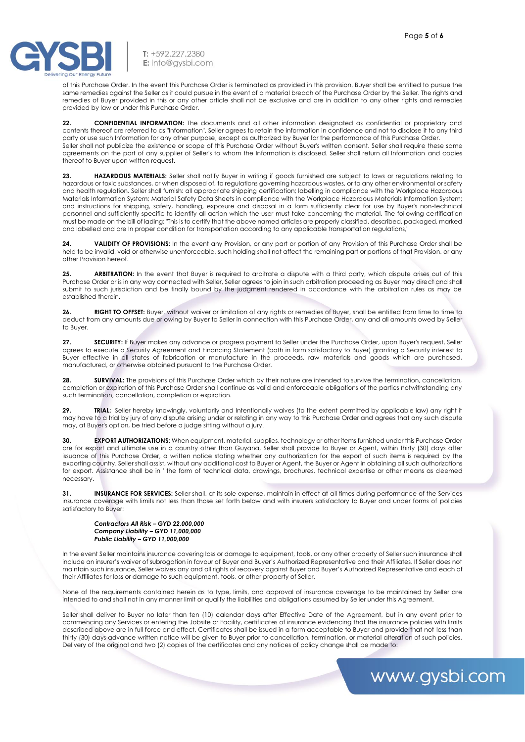of this Purchase Order. In the event this Purchase Order is terminated as provided in this provision, Buyer shall be entitled to pursue the same remedies against the Seller as it could pursue in the event of a material breach of the Purchase Order by the Seller. The rights and remedies of Buyer provided in this or any other article shall not be exclusive and are in addition to any other rights and remedies provided by law or under this Purchase Order.

**22. CONFIDENTIAL INFORMATION:** The documents and all other information designated as confidential or proprietary and contents thereof are referred to as "Information". Seller agrees to retain the information in confidence and not to disclose it to any third party or use such Information for any other purpose, except as authorized by Buyer for the performance of this Purchase Order.
Seller shall not publicize the existence or scope of this Purchase Order without Buyer's written consent. Seller shall require these same agreements on the part of any supplier of Seller's to whom the Information is disclosed. Seller shall return all Information and copies thereof to Buyer upon written request.

**23. HAZARDOUS MATERIALS:** Seller shall notify Buyer in writing if goods furnished are subject to laws or regulations relating to hazardous or toxic substances, or when disposed of, to regulations governing hazardous wastes, or to any other environmental or safety and health regulation. Seller shall furnish: all appropriate shipping certification; labelling in compliance with the Workplace Hazardous Materials Information System; Material Safety Data Sheets in compliance with the Workplace Hazardous Materials Information System; and instructions for shipping, safety, handling, exposure and disposal in a form sufficiently clear for use by Buyer's non-technical personnel and sufficiently specific to identify all action which the user must take concerning the material. The following certification must be made on the bill of lading: "This is to certify that the above named articles are properly classified, described, packaged, marked and labelled and are In proper condition for transportation according to any applicable transportation regulations."

**24. VALIDITY OF PROVISIONS:** In the event any Provision, or any part or portion of any Provision of this Purchase Order shall be held to be invalid, void or otherwise unenforceable, such holding shall not affect the remaining part or portions of that Provision, or any other Provision hereof.

**25. ARBITRATION:** In the event that Buyer is required to arbitrate a dispute with a third party, which dispute arises out of this Purchase Order or is in any way connected with Seller, Seller agrees to join in such arbitration proceeding as Buyer may direct and shall submit to such jurisdiction and be finally bound by the judgment rendered in accordance with the arbitration rules as may be established therein.

**26. RIGHT TO OFFSET:** Buyer, without waiver or limitation of any rights or remedies of Buyer, shall be entitled from time to time to deduct from any amounts due or owing by Buyer to Seller in connection with this Purchase Order, any and all amounts owed by Seller to Buyer.

**27. SECURITY:** If Buyer makes any advance or progress payment to Seller under the Purchase Order, upon Buyer's request, Seller agrees to execute a Security Agreement and Financing Statement (both in form satisfactory to Buyer) granting a Security interest to Buyer effective in all states of fabrication or manufacture in the proceeds, raw materials and goods which are purchased, manufactured, or otherwise obtained pursuant to the Purchase Order.

**28. SURVIVAL:** The provisions of this Purchase Order which by their nature are intended to survive the termination, cancellation, completion or expiration of this Purchase Order shall continue as valid and enforceable obligations of the parties notwithstanding any such termination, cancellation, completion or expiration.

**29. TRIAL:** Seller hereby knowingly, voluntarily and Intentionally waives (to the extent permitted by applicable law) any right it may have to a trial by jury of any dispute arising under or relating in any way to this Purchase Order and agrees that any such dispute may, at Buyer's option, be tried before a judge sitting without a jury.

**30. EXPORT AUTHORIZATIONS:** When equipment, material, supplies, technology or other items furnished under this Purchase Order are for export and ultimate use in a country other than Guyana, Seller shall provide to Buyer or Agent, within thirty (30) days after issuance of this Purchase Order, a written notice stating whether any authorization for the export of such items is required by the exporting country. Seller shall assist, without any additional cost to Buyer or Agent, the Buyer or Agent in obtaining all such authorizations for export. Assistance shall be in ' the form of technical data, drawings, brochures, technical expertise or other means as deemed necessary.

**31. INSURANCE FOR SERVICES:** Seller shall, at its sole expense, maintain in effect at all times during performance of the Services insurance coverage with limits not less than those set forth below and with insurers satisfactory to Buyer and under forms of policies satisfactory to Buyer:

***Contractors All Risk – GYD 22,000,000***
***Company Liability – GYD 11,000,000***
***Public Liability – GYD 11,000,000***

In the event Seller maintains insurance covering loss or damage to equipment, tools, or any other property of Seller such insurance shall include an insurer's waiver of subrogation in favour of Buyer and Buyer's Authorized Representative and their Affiliates. If Seller does not maintain such insurance, Seller waives any and all rights of recovery against Buyer and Buyer's Authorized Representative and each of their Affiliates for loss or damage to such equipment, tools, or other property of Seller.

None of the requirements contained herein as to type, limits, and approval of insurance coverage to be maintained by Seller are intended to and shall not in any manner limit or qualify the liabilities and obligations assumed by Seller under this Agreement.

Seller shall deliver to Buyer no later than ten (10) calendar days after Effective Date of the Agreement, but in any event prior to commencing any Services or entering the Jobsite or Facility, certificates of insurance evidencing that the insurance policies with limits described above are in full force and effect. Certificates shall be issued in a form acceptable to Buyer and provide that not less than thirty (30) days advance written notice will be given to Buyer prior to cancellation, termination, or material alteration of such policies. Delivery of the original and two (2) copies of the certificates and any notices of policy change shall be made to: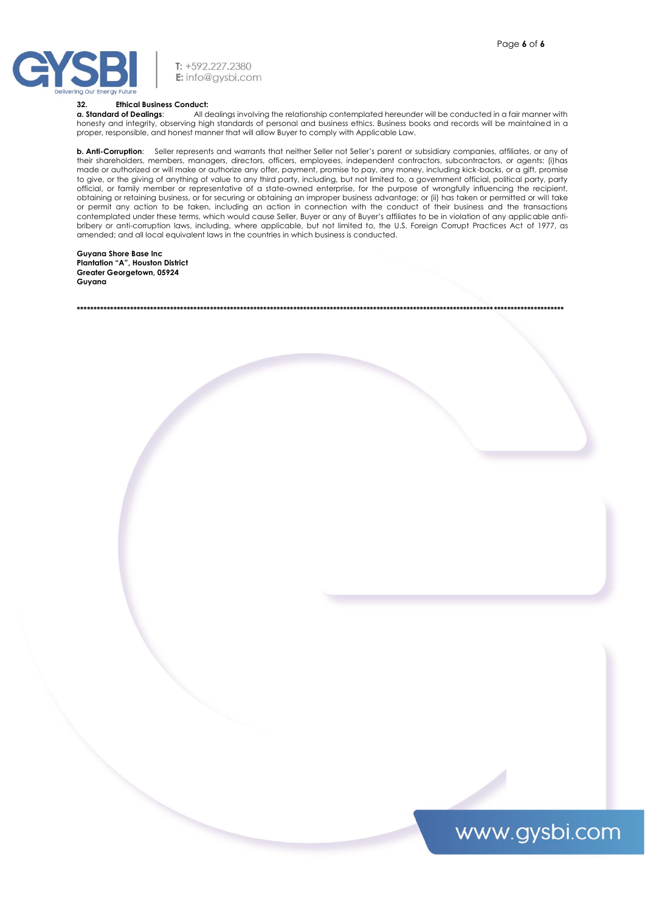**32. Ethical Business Conduct:**

**a. Standard of Dealings**: All dealings involving the relationship contemplated hereunder will be conducted in a fair manner with honesty and integrity, observing high standards of personal and business ethics. Business books and records will be maintained in a proper, responsible, and honest manner that will allow Buyer to comply with Applicable Law.

**b. Anti-Corruption**: Seller represents and warrants that neither Seller not Seller's parent or subsidiary companies, affiliates, or any of their shareholders, members, managers, directors, officers, employees, independent contractors, subcontractors, or agents: (i)has made or authorized or will make or authorize any offer, payment, promise to pay, any money, including kick-backs, or a gift, promise to give, or the giving of anything of value to any third party, including, but not limited to, a government official, political party, party official, or family member or representative of a state-owned enterprise, for the purpose of wrongfully influencing the recipient, obtaining or retaining business, or for securing or obtaining an improper business advantage; or (ii) has taken or permitted or will take or permit any action to be taken, including an action in connection with the conduct of their business and the transactions contemplated under these terms, which would cause Seller, Buyer or any of Buyer's affiliates to be in violation of any applicable anti-bribery or anti-corruption laws, including, where applicable, but not limited to, the U.S. Foreign Corrupt Practices Act of 1977, as amended; and all local equivalent laws in the countries in which business is conducted.

**Guyana Shore Base Inc**
**Plantation "A", Houston District**
**Greater Georgetown, 05924**
**Guyana**

*************************************************************************************************************************************************************